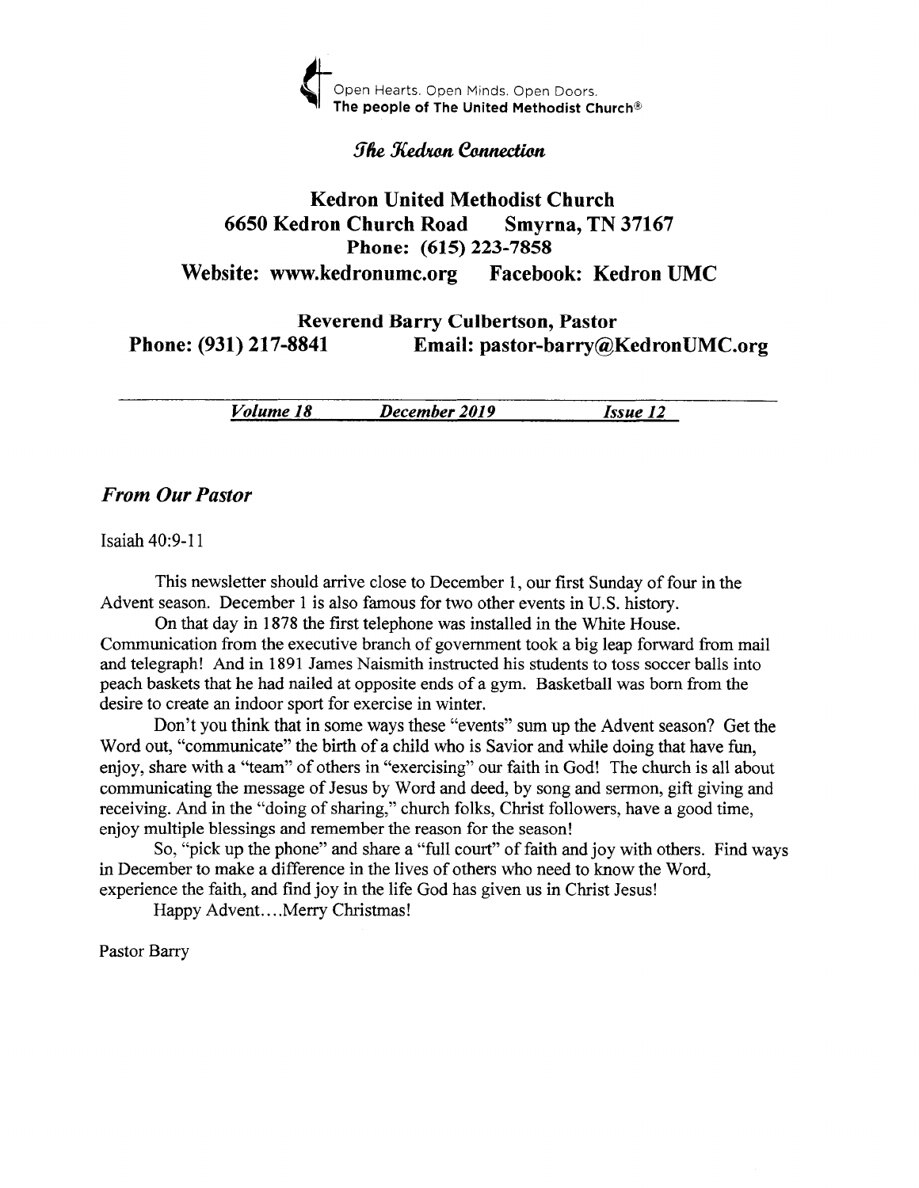Open Hearts. Open Minds. Open Doors.
**The people of The United Methodist Church®**

*The Kedron Connection*

## Kedron United Methodist Church

**6650 Kedron Church Road Smyrna, TN 37167**
**Phone: (615) 223-7858**
**Website: www.kedronumc.org Facebook: Kedron UMC**

**Reverend Barry Culbertson, Pastor**
**Phone: (931) 217-8841 Email: pastor-barry@KedronUMC.org**

***Volume 18*** ***December 2019*** ***Issue 12***

### *From Our Pastor*

Isaiah 40:9-11

This newsletter should arrive close to December 1, our first Sunday of four in the Advent season. December 1 is also famous for two other events in U.S. history.

On that day in 1878 the first telephone was installed in the White House. Communication from the executive branch of government took a big leap forward from mail and telegraph! And in 1891 James Naismith instructed his students to toss soccer balls into peach baskets that he had nailed at opposite ends of a gym. Basketball was born from the desire to create an indoor sport for exercise in winter.

Don't you think that in some ways these "events" sum up the Advent season? Get the Word out, "communicate" the birth of a child who is Savior and while doing that have fun, enjoy, share with a "team" of others in "exercising" our faith in God! The church is all about communicating the message of Jesus by Word and deed, by song and sermon, gift giving and receiving. And in the "doing of sharing," church folks, Christ followers, have a good time, enjoy multiple blessings and remember the reason for the season!

So, "pick up the phone" and share a "full court" of faith and joy with others. Find ways in December to make a difference in the lives of others who need to know the Word, experience the faith, and find joy in the life God has given us in Christ Jesus!

Happy Advent....Merry Christmas!

Pastor Barry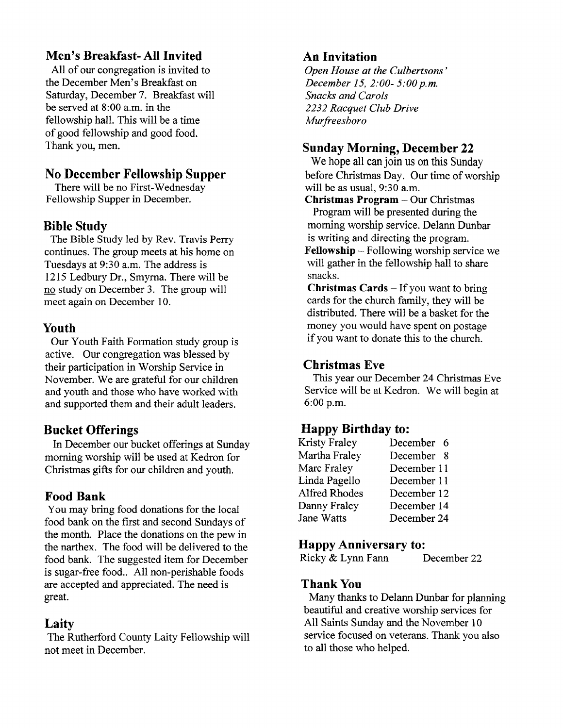## Men's Breakfast- All Invited

All of our congregation is invited to the December Men's Breakfast on Saturday, December 7. Breakfast will be served at 8:00 a.m. in the fellowship hall. This will be a time of good fellowship and good food. Thank you, men.

## No December Fellowship Supper

There will be no First-Wednesday Fellowship Supper in December.

## Bible Study

The Bible Study led by Rev. Travis Perry continues. The group meets at his home on Tuesdays at 9:30 a.m. The address is 1215 Ledbury Dr., Smyrna. There will be no study on December 3. The group will meet again on December 10.

## Youth

Our Youth Faith Formation study group is active. Our congregation was blessed by their participation in Worship Service in November. We are grateful for our children and youth and those who have worked with and supported them and their adult leaders.

## Bucket Offerings

In December our bucket offerings at Sunday morning worship will be used at Kedron for Christmas gifts for our children and youth.

## Food Bank

You may bring food donations for the local food bank on the first and second Sundays of the month. Place the donations on the pew in the narthex. The food will be delivered to the food bank. The suggested item for December is sugar-free food.. All non-perishable foods are accepted and appreciated. The need is great.

## Laity

The Rutherford County Laity Fellowship will not meet in December.

## An Invitation

*Open House at the Culbertsons'*
*December 15, 2:00- 5:00 p.m.*
*Snacks and Carols*
*2232 Racquet Club Drive*
*Murfreesboro*

## Sunday Morning, December 22

We hope all can join us on this Sunday before Christmas Day. Our time of worship will be as usual, 9:30 a.m.

**Christmas Program** – Our Christmas Program will be presented during the morning worship service. Delann Dunbar is writing and directing the program.

**Fellowship** – Following worship service we will gather in the fellowship hall to share snacks.

**Christmas Cards** – If you want to bring cards for the church family, they will be distributed. There will be a basket for the money you would have spent on postage if you want to donate this to the church.

## Christmas Eve

This year our December 24 Christmas Eve Service will be at Kedron. We will begin at 6:00 p.m.

## Happy Birthday to:

| | |
|---|---|
| Kristy Fraley | December 6 |
| Martha Fraley | December 8 |
| Marc Fraley | December 11 |
| Linda Pagello | December 11 |
| Alfred Rhodes | December 12 |
| Danny Fraley | December 14 |
| Jane Watts | December 24 |

## Happy Anniversary to:

Ricky & Lynn Fann December 22

## Thank You

Many thanks to Delann Dunbar for planning beautiful and creative worship services for All Saints Sunday and the November 10 service focused on veterans. Thank you also to all those who helped.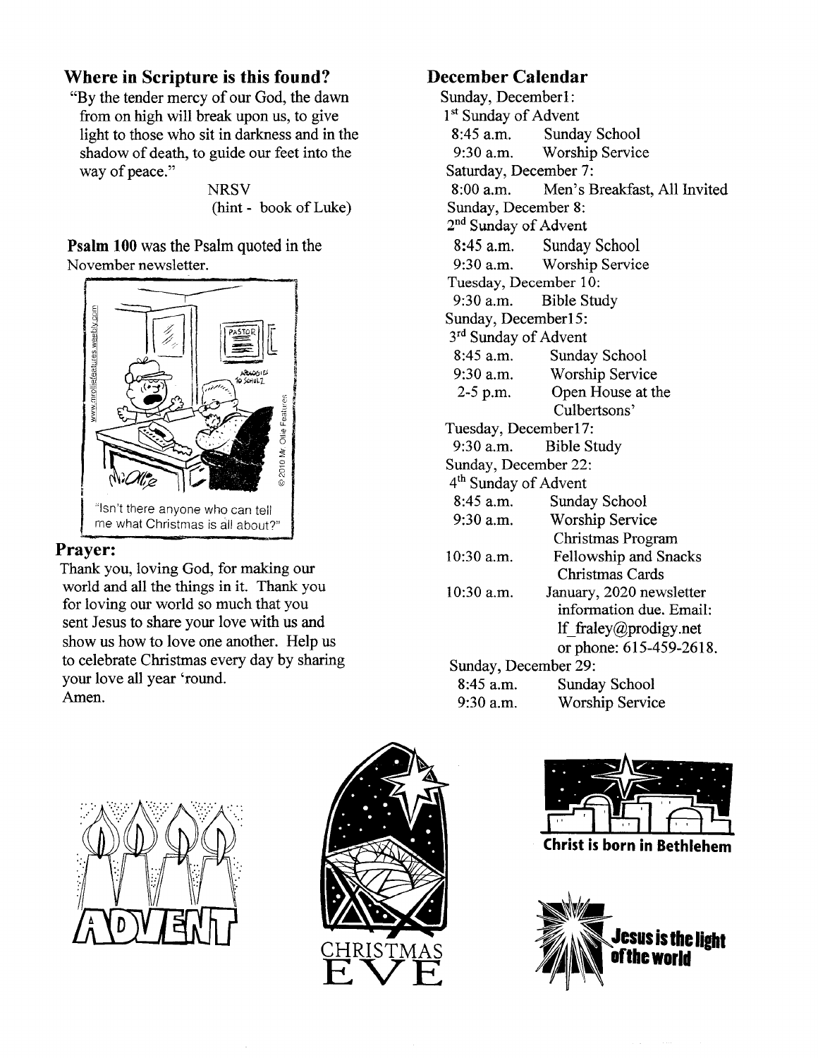## Where in Scripture is this found?

"By the tender mercy of our God, the dawn from on high will break upon us, to give light to those who sit in darkness and in the shadow of death, to guide our feet into the way of peace."

NRSV
(hint - book of Luke)

**Psalm 100** was the Psalm quoted in the November newsletter.

"Isn't there anyone who can tell me what Christmas is all about?"

## Prayer:

Thank you, loving God, for making our world and all the things in it. Thank you for loving our world so much that you sent Jesus to share your love with us and show us how to love one another. Help us to celebrate Christmas every day by sharing your love all year 'round.
Amen.

## December Calendar

Sunday, December1:
1st Sunday of Advent

| | |
|---|---|
| 8:45 a.m. | Sunday School |
| 9:30 a.m. | Worship Service |

Saturday, December 7:

| | |
|---|---|
| 8:00 a.m. | Men's Breakfast, All Invited |

Sunday, December 8:
2nd Sunday of Advent

| | |
|---|---|
| 8:45 a.m. | Sunday School |
| 9:30 a.m. | Worship Service |

Tuesday, December 10:

| | |
|---|---|
| 9:30 a.m. | Bible Study |

Sunday, December15:
3rd Sunday of Advent

| | |
|---|---|
| 8:45 a.m. | Sunday School |
| 9:30 a.m. | Worship Service |
| 2-5 p.m. | Open House at the Culbertsons' |

Tuesday, December17:

| | |
|---|---|
| 9:30 a.m. | Bible Study |

Sunday, December 22:
4th Sunday of Advent

| | |
|---|---|
| 8:45 a.m. | Sunday School |
| 9:30 a.m. | Worship Service Christmas Program |
| 10:30 a.m. | Fellowship and Snacks Christmas Cards |
| 10:30 a.m. | January, 2020 newsletter information due. Email: lf_fraley@prodigy.net or phone: 615-459-2618. |

Sunday, December 29:

| | |
|---|---|
| 8:45 a.m. | Sunday School |
| 9:30 a.m. | Worship Service |

ADVENT

CHRISTMAS EVE

Christ is born in Bethlehem

Jesus is the light of the world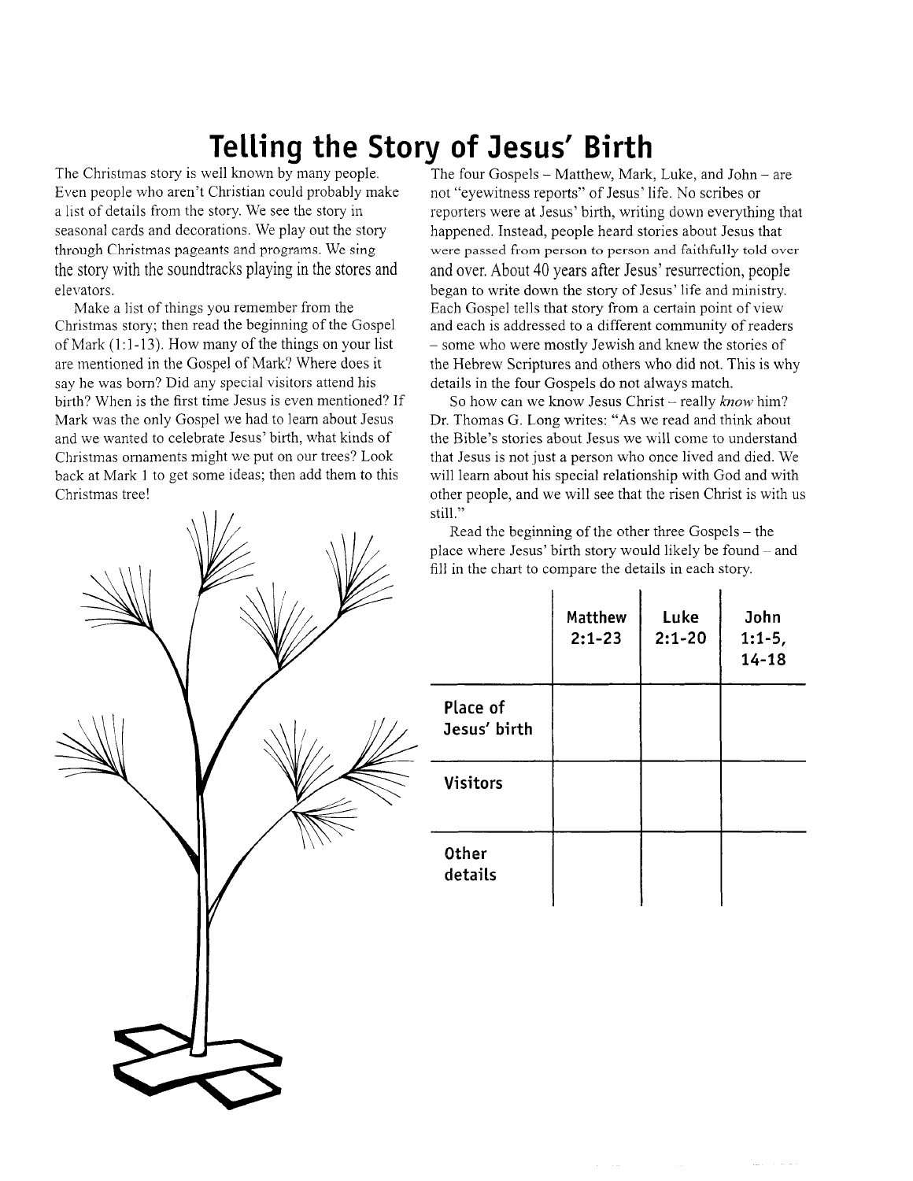# Telling the Story of Jesus' Birth

The Christmas story is well known by many people. Even people who aren't Christian could probably make a list of details from the story. We see the story in seasonal cards and decorations. We play out the story through Christmas pageants and programs. We sing the story with the soundtracks playing in the stores and elevators.

Make a list of things you remember from the Christmas story; then read the beginning of the Gospel of Mark (1:1-13). How many of the things on your list are mentioned in the Gospel of Mark? Where does it say he was born? Did any special visitors attend his birth? When is the first time Jesus is even mentioned? If Mark was the only Gospel we had to learn about Jesus and we wanted to celebrate Jesus' birth, what kinds of Christmas ornaments might we put on our trees? Look back at Mark 1 to get some ideas; then add them to this Christmas tree!

The four Gospels – Matthew, Mark, Luke, and John – are not "eyewitness reports" of Jesus' life. No scribes or reporters were at Jesus' birth, writing down everything that happened. Instead, people heard stories about Jesus that were passed from person to person and faithfully told over and over. About 40 years after Jesus' resurrection, people began to write down the story of Jesus' life and ministry. Each Gospel tells that story from a certain point of view and each is addressed to a different community of readers – some who were mostly Jewish and knew the stories of the Hebrew Scriptures and others who did not. This is why details in the four Gospels do not always match.

So how can we know Jesus Christ – really *know* him? Dr. Thomas G. Long writes: "As we read and think about the Bible's stories about Jesus we will come to understand that Jesus is not just a person who once lived and died. We will learn about his special relationship with God and with other people, and we will see that the risen Christ is with us still."

Read the beginning of the other three Gospels – the place where Jesus' birth story would likely be found – and fill in the chart to compare the details in each story.

| | Matthew 2:1-23 | Luke 2:1-20 | John 1:1-5, 14-18 |
|---|---|---|---|
| Place of Jesus' birth | | | |
| Visitors | | | |
| Other details | | | |